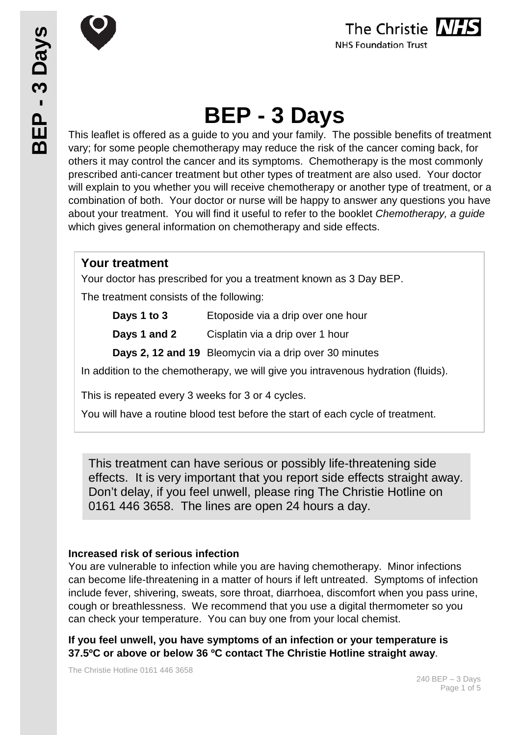# BEP - 3 Days

This leaflet is offered as a guide to you and your family. The possible benefits of treatment vary; for some people chemotherapy may reduce the risk of the cancer coming back, for others it may control the cancer and its symptoms. Chemotherapy is the most commonly prescribed anti-cancer treatment but other types of treatment are also used. Your doctor will explain to you whether you will receive chemotherapy or another type of treatment, or a combination of both. Your doctor or nurse will be happy to answer any questions you have about your treatment. You will find it useful to refer to the booklet *Chemotherapy, a guide* which gives general information on chemotherapy and side effects.

## Your treatment

Your doctor has prescribed for you a treatment known as 3 Day BEP.

The treatment consists of the following:

| | |
|---|---|
| **Days 1 to 3** | Etoposide via a drip over one hour |
| **Days 1 and 2** | Cisplatin via a drip over 1 hour |
| **Days 2, 12 and 19** | Bleomycin via a drip over 30 minutes |

In addition to the chemotherapy, we will give you intravenous hydration (fluids).

This is repeated every 3 weeks for 3 or 4 cycles.

You will have a routine blood test before the start of each cycle of treatment.

This treatment can have serious or possibly life-threatening side effects. It is very important that you report side effects straight away. Don't delay, if you feel unwell, please ring The Christie Hotline on 0161 446 3658. The lines are open 24 hours a day.

**Increased risk of serious infection**

You are vulnerable to infection while you are having chemotherapy. Minor infections can become life-threatening in a matter of hours if left untreated. Symptoms of infection include fever, shivering, sweats, sore throat, diarrhoea, discomfort when you pass urine, cough or breathlessness. We recommend that you use a digital thermometer so you can check your temperature. You can buy one from your local chemist.

**If you feel unwell, you have symptoms of an infection or your temperature is 37.5ºC or above or below 36 ºC contact The Christie Hotline straight away**.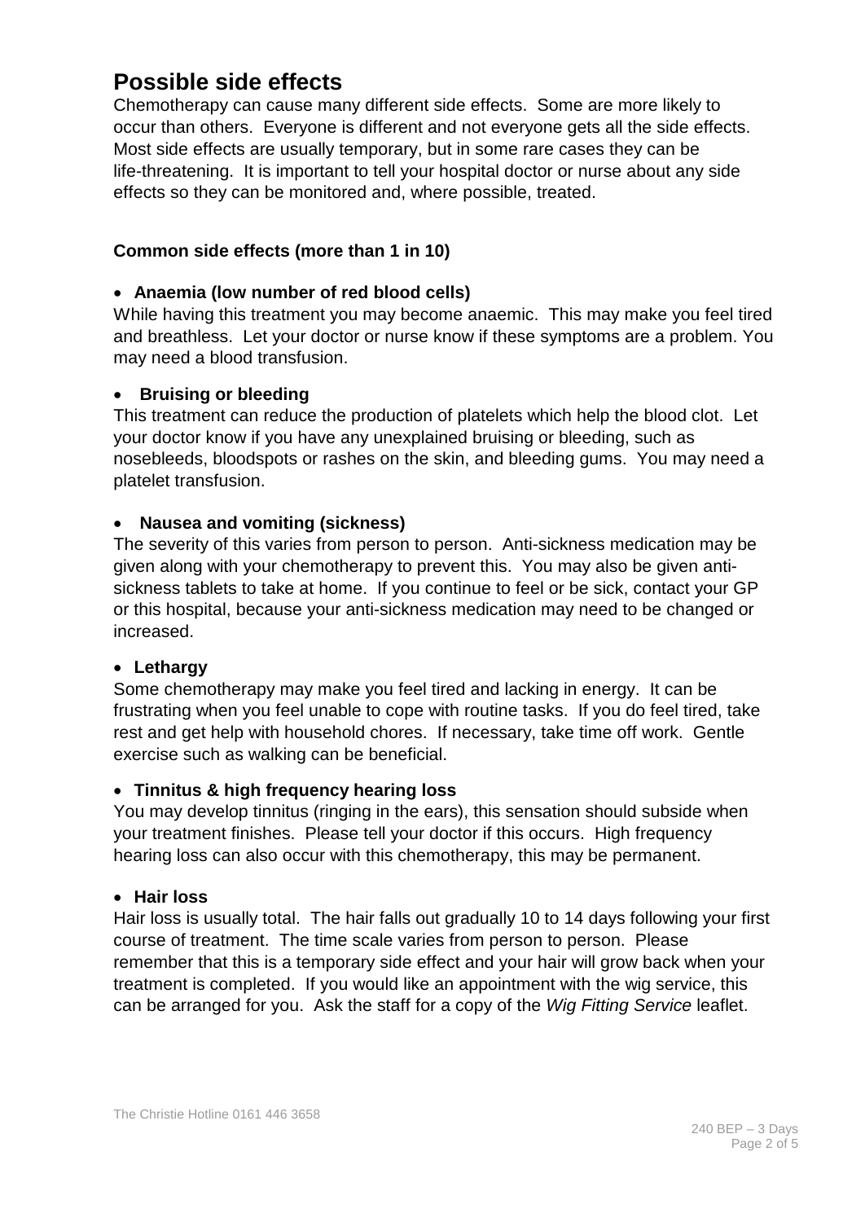# Possible side effects

Chemotherapy can cause many different side effects. Some are more likely to occur than others. Everyone is different and not everyone gets all the side effects. Most side effects are usually temporary, but in some rare cases they can be life-threatening. It is important to tell your hospital doctor or nurse about any side effects so they can be monitored and, where possible, treated.

### Common side effects (more than 1 in 10)

- **Anaemia (low number of red blood cells)**

While having this treatment you may become anaemic. This may make you feel tired and breathless. Let your doctor or nurse know if these symptoms are a problem. You may need a blood transfusion.

- **Bruising or bleeding**

This treatment can reduce the production of platelets which help the blood clot. Let your doctor know if you have any unexplained bruising or bleeding, such as nosebleeds, bloodspots or rashes on the skin, and bleeding gums. You may need a platelet transfusion.

- **Nausea and vomiting (sickness)**

The severity of this varies from person to person. Anti-sickness medication may be given along with your chemotherapy to prevent this. You may also be given anti-sickness tablets to take at home. If you continue to feel or be sick, contact your GP or this hospital, because your anti-sickness medication may need to be changed or increased.

- **Lethargy**

Some chemotherapy may make you feel tired and lacking in energy. It can be frustrating when you feel unable to cope with routine tasks. If you do feel tired, take rest and get help with household chores. If necessary, take time off work. Gentle exercise such as walking can be beneficial.

- **Tinnitus & high frequency hearing loss**

You may develop tinnitus (ringing in the ears), this sensation should subside when your treatment finishes. Please tell your doctor if this occurs. High frequency hearing loss can also occur with this chemotherapy, this may be permanent.

- **Hair loss**

Hair loss is usually total. The hair falls out gradually 10 to 14 days following your first course of treatment. The time scale varies from person to person. Please remember that this is a temporary side effect and your hair will grow back when your treatment is completed. If you would like an appointment with the wig service, this can be arranged for you. Ask the staff for a copy of the *Wig Fitting Service* leaflet.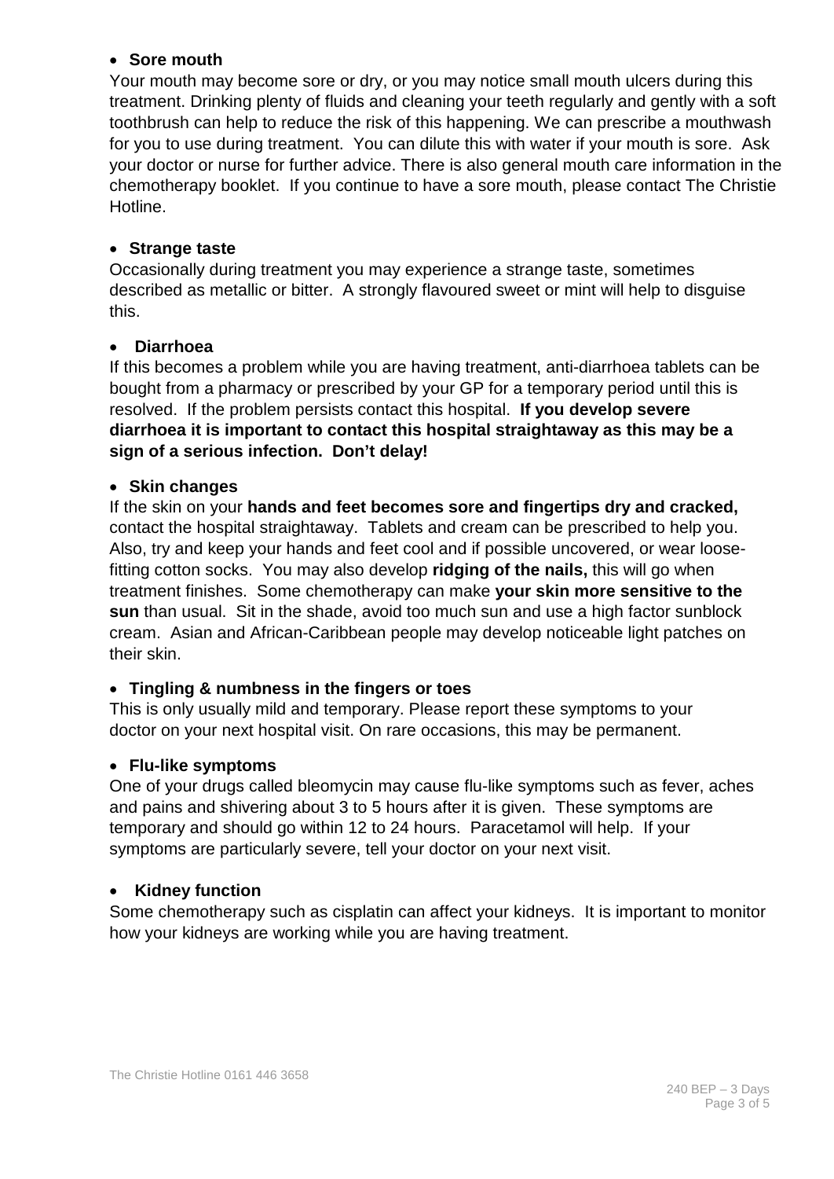- **Sore mouth**

Your mouth may become sore or dry, or you may notice small mouth ulcers during this treatment. Drinking plenty of fluids and cleaning your teeth regularly and gently with a soft toothbrush can help to reduce the risk of this happening. We can prescribe a mouthwash for you to use during treatment. You can dilute this with water if your mouth is sore. Ask your doctor or nurse for further advice. There is also general mouth care information in the chemotherapy booklet. If you continue to have a sore mouth, please contact The Christie Hotline.

- **Strange taste**

Occasionally during treatment you may experience a strange taste, sometimes described as metallic or bitter. A strongly flavoured sweet or mint will help to disguise this.

- **Diarrhoea**

If this becomes a problem while you are having treatment, anti-diarrhoea tablets can be bought from a pharmacy or prescribed by your GP for a temporary period until this is resolved. If the problem persists contact this hospital. **If you develop severe diarrhoea it is important to contact this hospital straightaway as this may be a sign of a serious infection. Don't delay!**

- **Skin changes**

If the skin on your **hands and feet becomes sore and fingertips dry and cracked,** contact the hospital straightaway. Tablets and cream can be prescribed to help you. Also, try and keep your hands and feet cool and if possible uncovered, or wear loose-fitting cotton socks. You may also develop **ridging of the nails,** this will go when treatment finishes. Some chemotherapy can make **your skin more sensitive to the sun** than usual. Sit in the shade, avoid too much sun and use a high factor sunblock cream. Asian and African-Caribbean people may develop noticeable light patches on their skin.

- **Tingling & numbness in the fingers or toes**

This is only usually mild and temporary. Please report these symptoms to your doctor on your next hospital visit. On rare occasions, this may be permanent.

- **Flu-like symptoms**

One of your drugs called bleomycin may cause flu-like symptoms such as fever, aches and pains and shivering about 3 to 5 hours after it is given. These symptoms are temporary and should go within 12 to 24 hours. Paracetamol will help. If your symptoms are particularly severe, tell your doctor on your next visit.

- **Kidney function**

Some chemotherapy such as cisplatin can affect your kidneys. It is important to monitor how your kidneys are working while you are having treatment.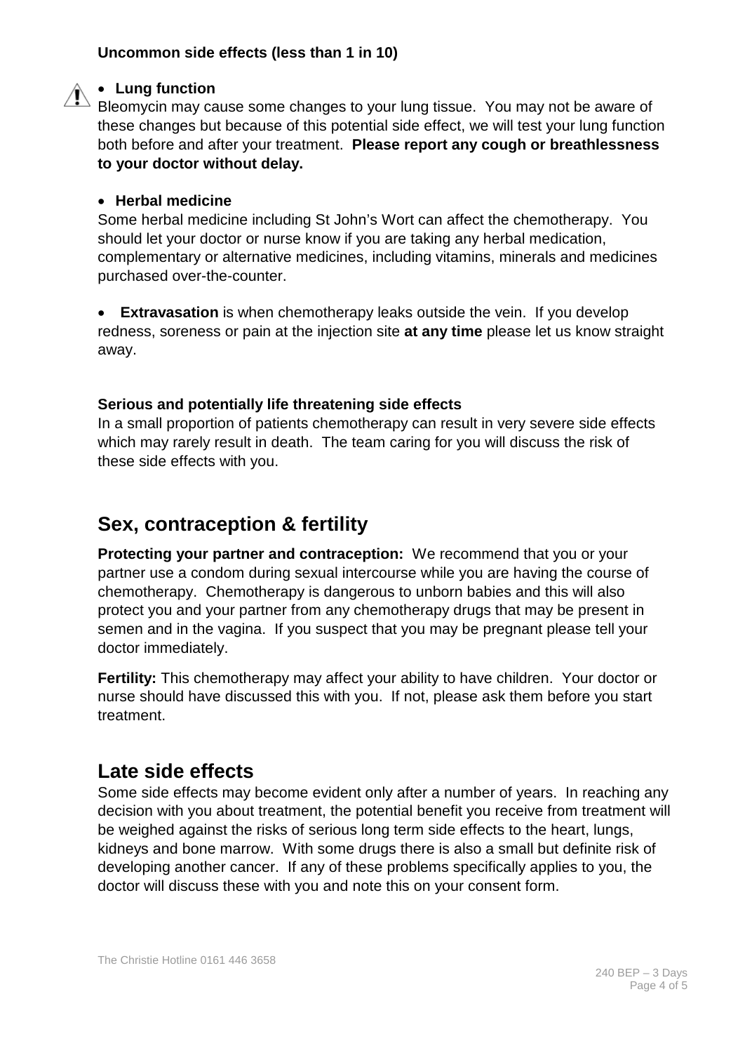**Uncommon side effects (less than 1 in 10)**

- **Lung function**

Bleomycin may cause some changes to your lung tissue. You may not be aware of these changes but because of this potential side effect, we will test your lung function both before and after your treatment. **Please report any cough or breathlessness to your doctor without delay.**

- **Herbal medicine**

Some herbal medicine including St John's Wort can affect the chemotherapy. You should let your doctor or nurse know if you are taking any herbal medication, complementary or alternative medicines, including vitamins, minerals and medicines purchased over-the-counter.

- **Extravasation** is when chemotherapy leaks outside the vein. If you develop redness, soreness or pain at the injection site **at any time** please let us know straight away.

**Serious and potentially life threatening side effects**

In a small proportion of patients chemotherapy can result in very severe side effects which may rarely result in death. The team caring for you will discuss the risk of these side effects with you.

## Sex, contraception & fertility

**Protecting your partner and contraception:** We recommend that you or your partner use a condom during sexual intercourse while you are having the course of chemotherapy. Chemotherapy is dangerous to unborn babies and this will also protect you and your partner from any chemotherapy drugs that may be present in semen and in the vagina. If you suspect that you may be pregnant please tell your doctor immediately.

**Fertility:** This chemotherapy may affect your ability to have children. Your doctor or nurse should have discussed this with you. If not, please ask them before you start treatment.

## Late side effects

Some side effects may become evident only after a number of years. In reaching any decision with you about treatment, the potential benefit you receive from treatment will be weighed against the risks of serious long term side effects to the heart, lungs, kidneys and bone marrow. With some drugs there is also a small but definite risk of developing another cancer. If any of these problems specifically applies to you, the doctor will discuss these with you and note this on your consent form.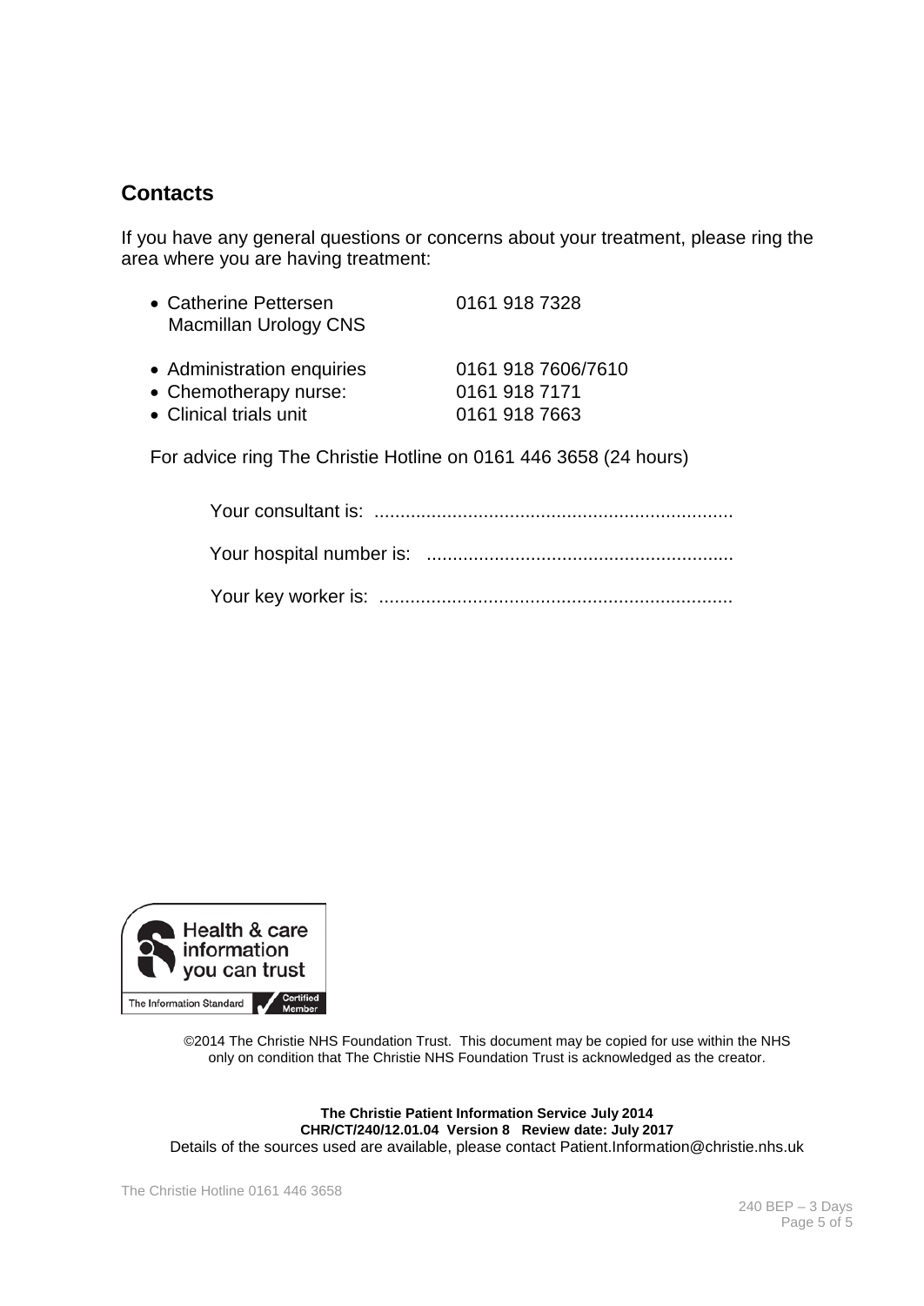## Contacts

If you have any general questions or concerns about your treatment, please ring the area where you are having treatment:

- Catherine Pettersen Macmillan Urology CNS 0161 918 7328
- Administration enquiries 0161 918 7606/7610
- Chemotherapy nurse: 0161 918 7171
- Clinical trials unit 0161 918 7663

For advice ring The Christie Hotline on 0161 446 3658 (24 hours)

Your consultant is: ....................................................................

Your hospital number is: ..........................................................

Your key worker is: ...................................................................

Health & care information you can trust

The Information Standard Certified Member

©2014 The Christie NHS Foundation Trust. This document may be copied for use within the NHS only on condition that The Christie NHS Foundation Trust is acknowledged as the creator.

**The Christie Patient Information Service July 2014**
**CHR/CT/240/12.01.04 Version 8 Review date: July 2017**
Details of the sources used are available, please contact Patient.Information@christie.nhs.uk